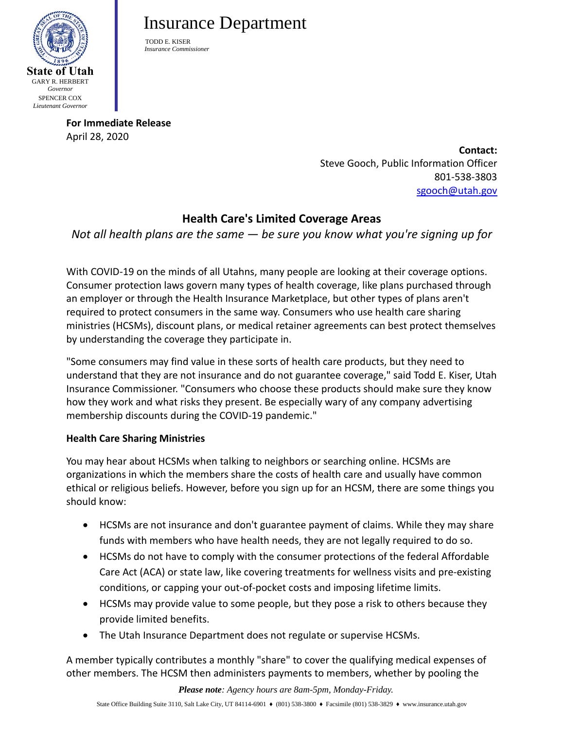State of Utah
GARY R. HERBERT
*Governor*
SPENCER COX
*Lieutenant Governor*

# Insurance Department

TODD E. KISER
*Insurance Commissioner*

**For Immediate Release**
April 28, 2020

**Contact:**
Steve Gooch, Public Information Officer
801-538-3803
sgooch@utah.gov

## Health Care's Limited Coverage Areas

*Not all health plans are the same — be sure you know what you're signing up for*

With COVID-19 on the minds of all Utahns, many people are looking at their coverage options. Consumer protection laws govern many types of health coverage, like plans purchased through an employer or through the Health Insurance Marketplace, but other types of plans aren't required to protect consumers in the same way. Consumers who use health care sharing ministries (HCSMs), discount plans, or medical retainer agreements can best protect themselves by understanding the coverage they participate in.

"Some consumers may find value in these sorts of health care products, but they need to understand that they are not insurance and do not guarantee coverage," said Todd E. Kiser, Utah Insurance Commissioner. "Consumers who choose these products should make sure they know how they work and what risks they present. Be especially wary of any company advertising membership discounts during the COVID-19 pandemic."

**Health Care Sharing Ministries**

You may hear about HCSMs when talking to neighbors or searching online. HCSMs are organizations in which the members share the costs of health care and usually have common ethical or religious beliefs. However, before you sign up for an HCSM, there are some things you should know:

- HCSMs are not insurance and don't guarantee payment of claims. While they may share funds with members who have health needs, they are not legally required to do so.
- HCSMs do not have to comply with the consumer protections of the federal Affordable Care Act (ACA) or state law, like covering treatments for wellness visits and pre-existing conditions, or capping your out-of-pocket costs and imposing lifetime limits.
- HCSMs may provide value to some people, but they pose a risk to others because they provide limited benefits.
- The Utah Insurance Department does not regulate or supervise HCSMs.

A member typically contributes a monthly "share" to cover the qualifying medical expenses of other members. The HCSM then administers payments to members, whether by pooling the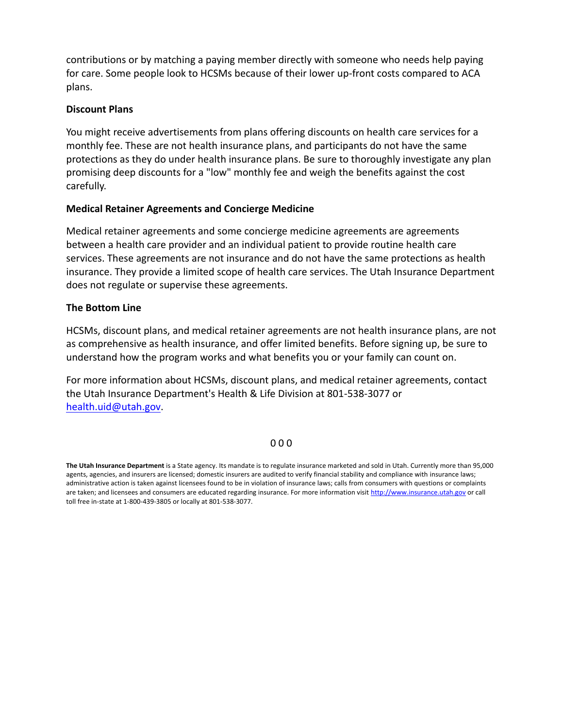contributions or by matching a paying member directly with someone who needs help paying for care. Some people look to HCSMs because of their lower up-front costs compared to ACA plans.

**Discount Plans**

You might receive advertisements from plans offering discounts on health care services for a monthly fee. These are not health insurance plans, and participants do not have the same protections as they do under health insurance plans. Be sure to thoroughly investigate any plan promising deep discounts for a "low" monthly fee and weigh the benefits against the cost carefully.

**Medical Retainer Agreements and Concierge Medicine**

Medical retainer agreements and some concierge medicine agreements are agreements between a health care provider and an individual patient to provide routine health care services. These agreements are not insurance and do not have the same protections as health insurance. They provide a limited scope of health care services. The Utah Insurance Department does not regulate or supervise these agreements.

**The Bottom Line**

HCSMs, discount plans, and medical retainer agreements are not health insurance plans, are not as comprehensive as health insurance, and offer limited benefits. Before signing up, be sure to understand how the program works and what benefits you or your family can count on.

For more information about HCSMs, discount plans, and medical retainer agreements, contact the Utah Insurance Department's Health & Life Division at 801-538-3077 or health.uid@utah.gov.

0 0 0

**The Utah Insurance Department** is a State agency. Its mandate is to regulate insurance marketed and sold in Utah. Currently more than 95,000 agents, agencies, and insurers are licensed; domestic insurers are audited to verify financial stability and compliance with insurance laws; administrative action is taken against licensees found to be in violation of insurance laws; calls from consumers with questions or complaints are taken; and licensees and consumers are educated regarding insurance. For more information visit http://www.insurance.utah.gov or call toll free in-state at 1-800-439-3805 or locally at 801-538-3077.